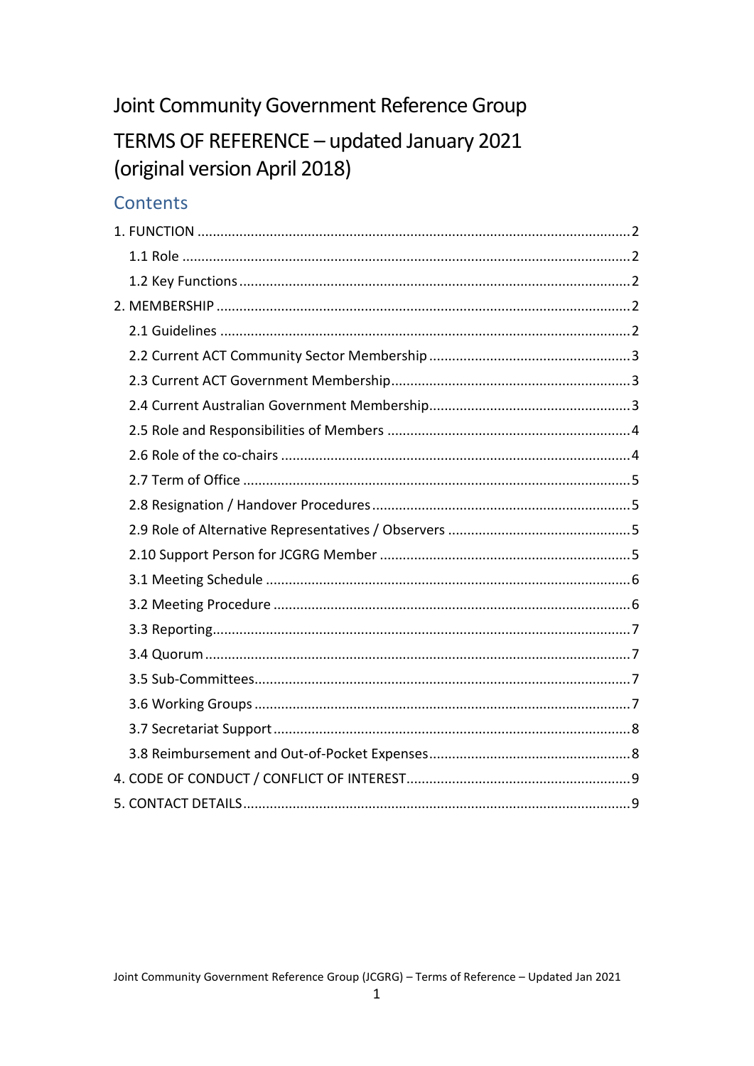# Joint Community Government Reference Group

# TERMS OF REFERENCE – updated January 2021 (original version April 2018)

## Contents

1. FUNCTION ..... 2
   - 1.1 Role ..... 2
   - 1.2 Key Functions ..... 2
2. MEMBERSHIP ..... 2
   - 2.1 Guidelines ..... 2
   - 2.2 Current ACT Community Sector Membership ..... 3
   - 2.3 Current ACT Government Membership ..... 3
   - 2.4 Current Australian Government Membership ..... 3
   - 2.5 Role and Responsibilities of Members ..... 4
   - 2.6 Role of the co-chairs ..... 4
   - 2.7 Term of Office ..... 5
   - 2.8 Resignation / Handover Procedures ..... 5
   - 2.9 Role of Alternative Representatives / Observers ..... 5
   - 2.10 Support Person for JCGRG Member ..... 5
   - 3.1 Meeting Schedule ..... 6
   - 3.2 Meeting Procedure ..... 6
   - 3.3 Reporting ..... 7
   - 3.4 Quorum ..... 7
   - 3.5 Sub-Committees ..... 7
   - 3.6 Working Groups ..... 7
   - 3.7 Secretariat Support ..... 8
   - 3.8 Reimbursement and Out-of-Pocket Expenses ..... 8
4. CODE OF CONDUCT / CONFLICT OF INTEREST ..... 9
5. CONTACT DETAILS ..... 9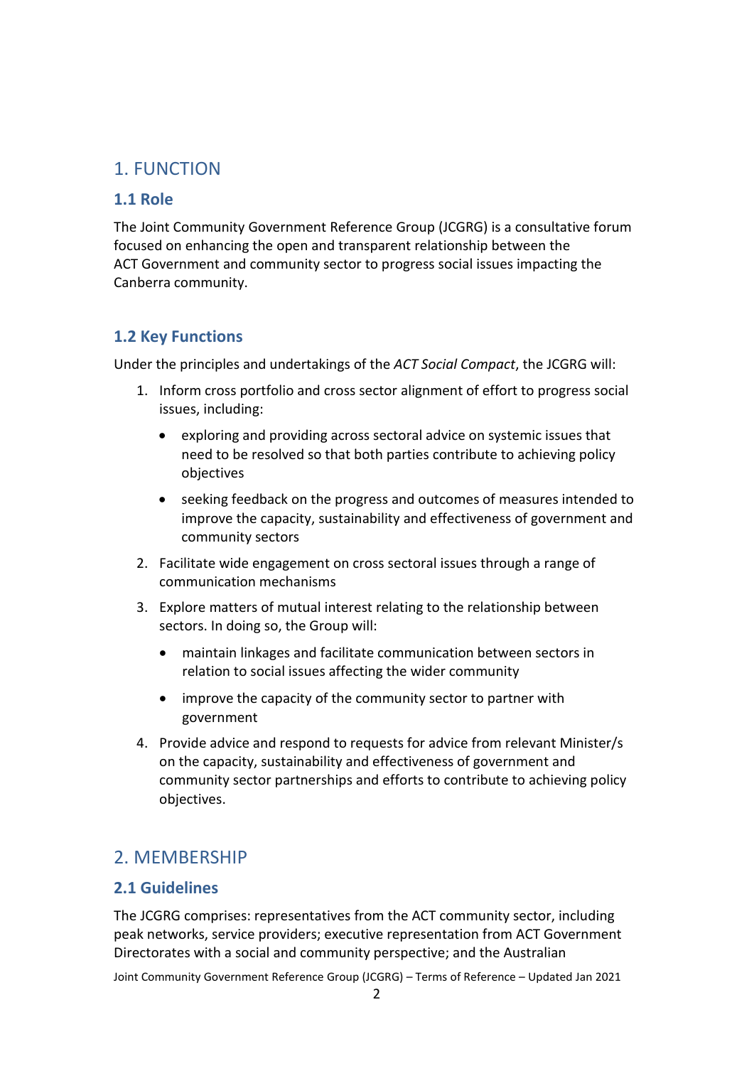# 1. FUNCTION

## 1.1 Role

The Joint Community Government Reference Group (JCGRG) is a consultative forum focused on enhancing the open and transparent relationship between the ACT Government and community sector to progress social issues impacting the Canberra community.

## 1.2 Key Functions

Under the principles and undertakings of the *ACT Social Compact*, the JCGRG will:

1. Inform cross portfolio and cross sector alignment of effort to progress social issues, including:
    - exploring and providing across sectoral advice on systemic issues that need to be resolved so that both parties contribute to achieving policy objectives
    - seeking feedback on the progress and outcomes of measures intended to improve the capacity, sustainability and effectiveness of government and community sectors
2. Facilitate wide engagement on cross sectoral issues through a range of communication mechanisms
3. Explore matters of mutual interest relating to the relationship between sectors. In doing so, the Group will:
    - maintain linkages and facilitate communication between sectors in relation to social issues affecting the wider community
    - improve the capacity of the community sector to partner with government
4. Provide advice and respond to requests for advice from relevant Minister/s on the capacity, sustainability and effectiveness of government and community sector partnerships and efforts to contribute to achieving policy objectives.

# 2. MEMBERSHIP

## 2.1 Guidelines

The JCGRG comprises: representatives from the ACT community sector, including peak networks, service providers; executive representation from ACT Government Directorates with a social and community perspective; and the Australian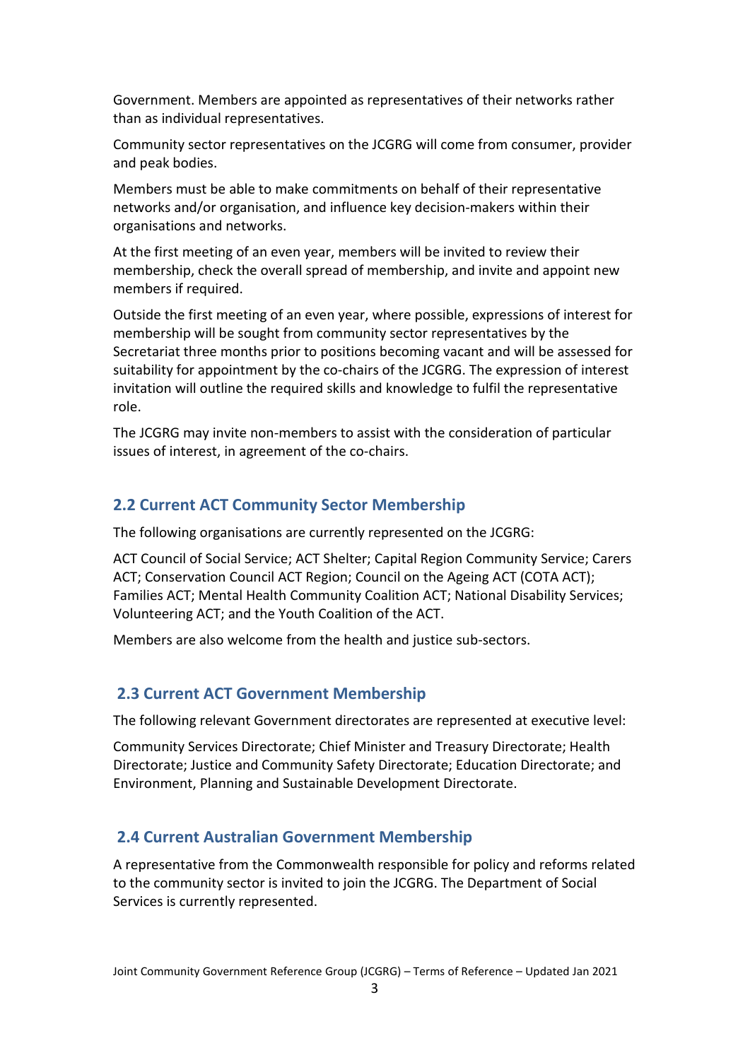Government. Members are appointed as representatives of their networks rather than as individual representatives.

Community sector representatives on the JCGRG will come from consumer, provider and peak bodies.

Members must be able to make commitments on behalf of their representative networks and/or organisation, and influence key decision-makers within their organisations and networks.

At the first meeting of an even year, members will be invited to review their membership, check the overall spread of membership, and invite and appoint new members if required.

Outside the first meeting of an even year, where possible, expressions of interest for membership will be sought from community sector representatives by the Secretariat three months prior to positions becoming vacant and will be assessed for suitability for appointment by the co-chairs of the JCGRG. The expression of interest invitation will outline the required skills and knowledge to fulfil the representative role.

The JCGRG may invite non-members to assist with the consideration of particular issues of interest, in agreement of the co-chairs.

## 2.2 Current ACT Community Sector Membership

The following organisations are currently represented on the JCGRG:

ACT Council of Social Service; ACT Shelter; Capital Region Community Service; Carers ACT; Conservation Council ACT Region; Council on the Ageing ACT (COTA ACT); Families ACT; Mental Health Community Coalition ACT; National Disability Services; Volunteering ACT; and the Youth Coalition of the ACT.

Members are also welcome from the health and justice sub-sectors.

## 2.3 Current ACT Government Membership

The following relevant Government directorates are represented at executive level:

Community Services Directorate; Chief Minister and Treasury Directorate; Health Directorate; Justice and Community Safety Directorate; Education Directorate; and Environment, Planning and Sustainable Development Directorate.

## 2.4 Current Australian Government Membership

A representative from the Commonwealth responsible for policy and reforms related to the community sector is invited to join the JCGRG. The Department of Social Services is currently represented.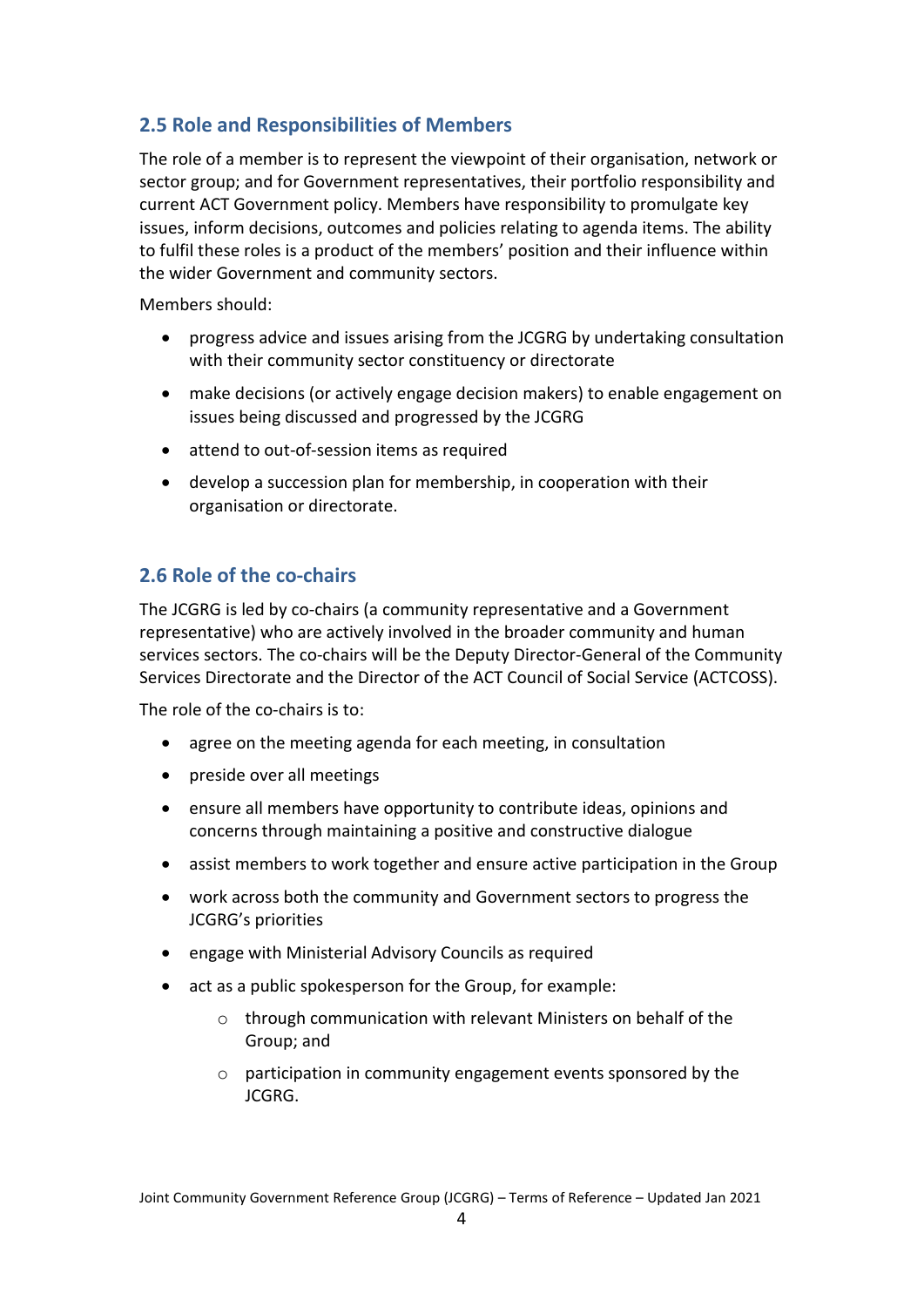## 2.5 Role and Responsibilities of Members

The role of a member is to represent the viewpoint of their organisation, network or sector group; and for Government representatives, their portfolio responsibility and current ACT Government policy. Members have responsibility to promulgate key issues, inform decisions, outcomes and policies relating to agenda items. The ability to fulfil these roles is a product of the members' position and their influence within the wider Government and community sectors.

Members should:

- progress advice and issues arising from the JCGRG by undertaking consultation with their community sector constituency or directorate
- make decisions (or actively engage decision makers) to enable engagement on issues being discussed and progressed by the JCGRG
- attend to out-of-session items as required
- develop a succession plan for membership, in cooperation with their organisation or directorate.

## 2.6 Role of the co-chairs

The JCGRG is led by co-chairs (a community representative and a Government representative) who are actively involved in the broader community and human services sectors. The co-chairs will be the Deputy Director-General of the Community Services Directorate and the Director of the ACT Council of Social Service (ACTCOSS).

The role of the co-chairs is to:

- agree on the meeting agenda for each meeting, in consultation
- preside over all meetings
- ensure all members have opportunity to contribute ideas, opinions and concerns through maintaining a positive and constructive dialogue
- assist members to work together and ensure active participation in the Group
- work across both the community and Government sectors to progress the JCGRG's priorities
- engage with Ministerial Advisory Councils as required
- act as a public spokesperson for the Group, for example:
  - through communication with relevant Ministers on behalf of the Group; and
  - participation in community engagement events sponsored by the JCGRG.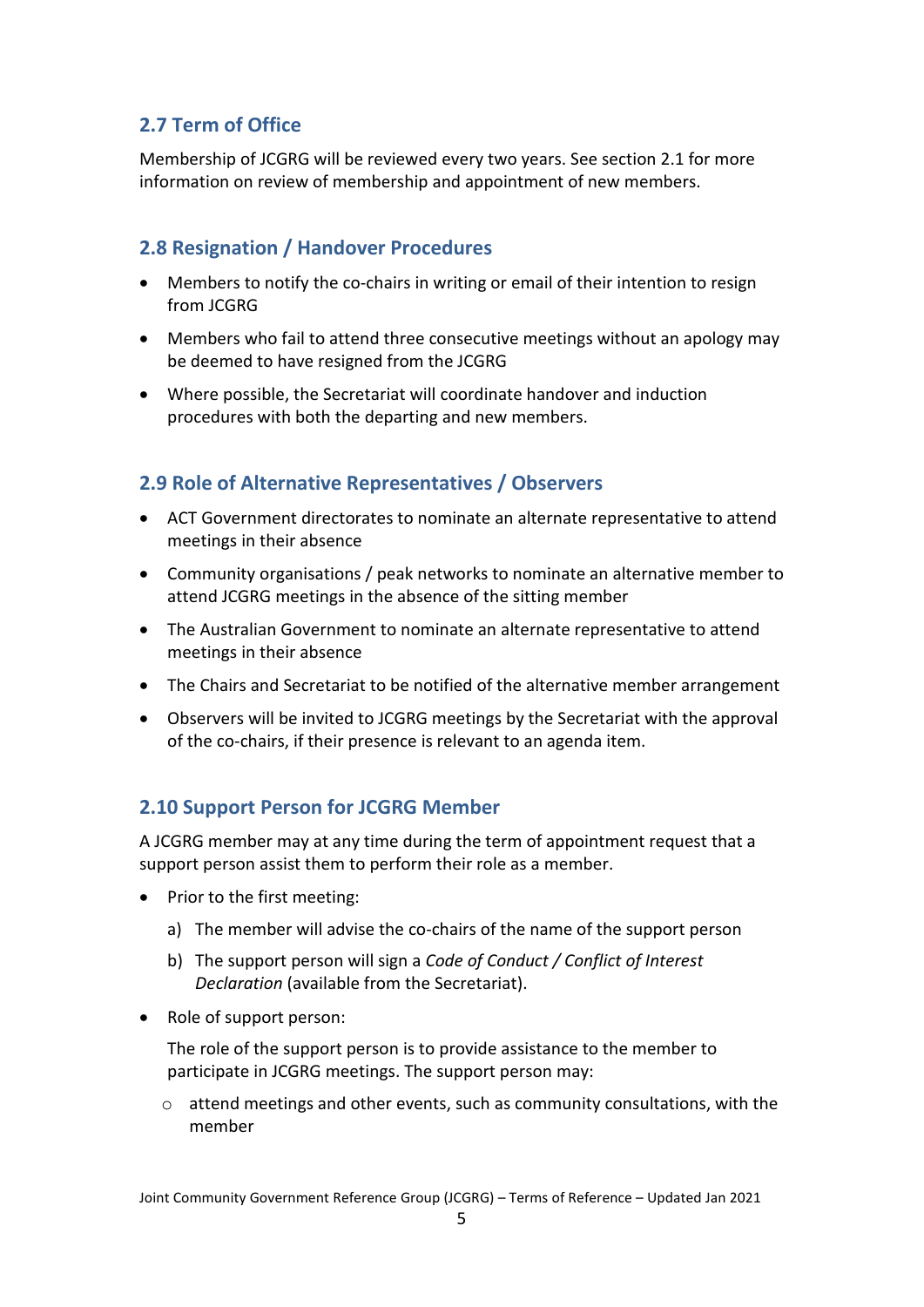## 2.7 Term of Office

Membership of JCGRG will be reviewed every two years. See section 2.1 for more information on review of membership and appointment of new members.

## 2.8 Resignation / Handover Procedures

- Members to notify the co-chairs in writing or email of their intention to resign from JCGRG
- Members who fail to attend three consecutive meetings without an apology may be deemed to have resigned from the JCGRG
- Where possible, the Secretariat will coordinate handover and induction procedures with both the departing and new members.

## 2.9 Role of Alternative Representatives / Observers

- ACT Government directorates to nominate an alternate representative to attend meetings in their absence
- Community organisations / peak networks to nominate an alternative member to attend JCGRG meetings in the absence of the sitting member
- The Australian Government to nominate an alternate representative to attend meetings in their absence
- The Chairs and Secretariat to be notified of the alternative member arrangement
- Observers will be invited to JCGRG meetings by the Secretariat with the approval of the co-chairs, if their presence is relevant to an agenda item.

## 2.10 Support Person for JCGRG Member

A JCGRG member may at any time during the term of appointment request that a support person assist them to perform their role as a member.

- Prior to the first meeting:

  a) The member will advise the co-chairs of the name of the support person

  b) The support person will sign a *Code of Conduct / Conflict of Interest Declaration* (available from the Secretariat).

- Role of support person:

  The role of the support person is to provide assistance to the member to participate in JCGRG meetings. The support person may:

  - attend meetings and other events, such as community consultations, with the member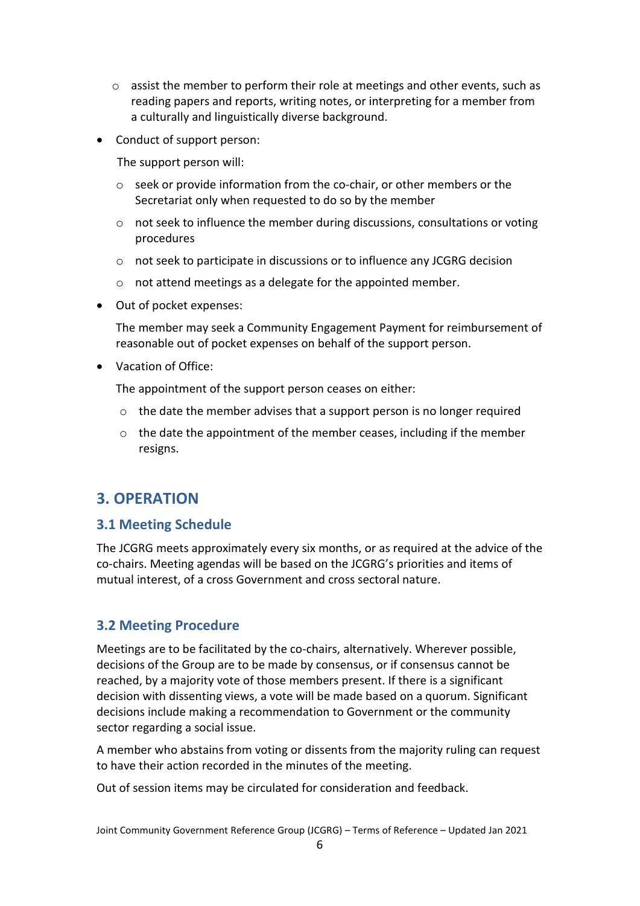- assist the member to perform their role at meetings and other events, such as reading papers and reports, writing notes, or interpreting for a member from a culturally and linguistically diverse background.

- Conduct of support person:

  The support person will:

  - seek or provide information from the co-chair, or other members or the Secretariat only when requested to do so by the member
  - not seek to influence the member during discussions, consultations or voting procedures
  - not seek to participate in discussions or to influence any JCGRG decision
  - not attend meetings as a delegate for the appointed member.

- Out of pocket expenses:

  The member may seek a Community Engagement Payment for reimbursement of reasonable out of pocket expenses on behalf of the support person.

- Vacation of Office:

  The appointment of the support person ceases on either:

  - the date the member advises that a support person is no longer required
  - the date the appointment of the member ceases, including if the member resigns.

## 3. OPERATION

### 3.1 Meeting Schedule

The JCGRG meets approximately every six months, or as required at the advice of the co-chairs. Meeting agendas will be based on the JCGRG's priorities and items of mutual interest, of a cross Government and cross sectoral nature.

### 3.2 Meeting Procedure

Meetings are to be facilitated by the co-chairs, alternatively. Wherever possible, decisions of the Group are to be made by consensus, or if consensus cannot be reached, by a majority vote of those members present. If there is a significant decision with dissenting views, a vote will be made based on a quorum. Significant decisions include making a recommendation to Government or the community sector regarding a social issue.

A member who abstains from voting or dissents from the majority ruling can request to have their action recorded in the minutes of the meeting.

Out of session items may be circulated for consideration and feedback.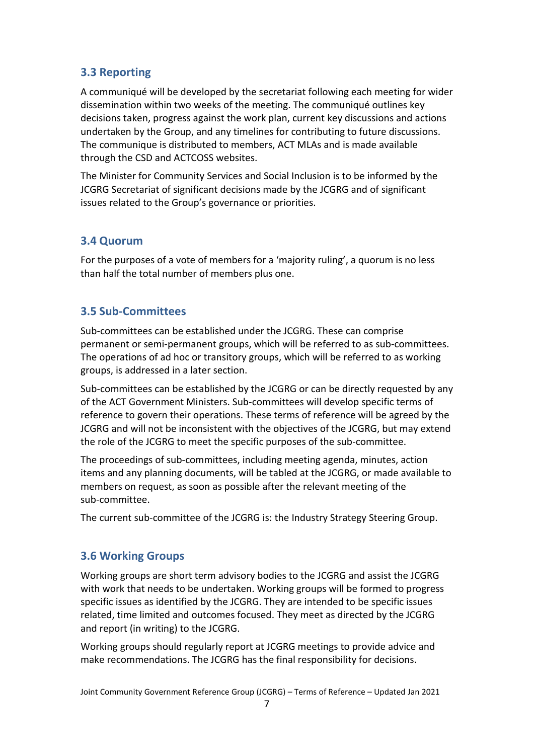### 3.3 Reporting

A communiqué will be developed by the secretariat following each meeting for wider dissemination within two weeks of the meeting. The communiqué outlines key decisions taken, progress against the work plan, current key discussions and actions undertaken by the Group, and any timelines for contributing to future discussions. The communique is distributed to members, ACT MLAs and is made available through the CSD and ACTCOSS websites.

The Minister for Community Services and Social Inclusion is to be informed by the JCGRG Secretariat of significant decisions made by the JCGRG and of significant issues related to the Group's governance or priorities.

### 3.4 Quorum

For the purposes of a vote of members for a 'majority ruling', a quorum is no less than half the total number of members plus one.

### 3.5 Sub-Committees

Sub-committees can be established under the JCGRG. These can comprise permanent or semi-permanent groups, which will be referred to as sub-committees. The operations of ad hoc or transitory groups, which will be referred to as working groups, is addressed in a later section.

Sub-committees can be established by the JCGRG or can be directly requested by any of the ACT Government Ministers. Sub-committees will develop specific terms of reference to govern their operations. These terms of reference will be agreed by the JCGRG and will not be inconsistent with the objectives of the JCGRG, but may extend the role of the JCGRG to meet the specific purposes of the sub-committee.

The proceedings of sub-committees, including meeting agenda, minutes, action items and any planning documents, will be tabled at the JCGRG, or made available to members on request, as soon as possible after the relevant meeting of the sub-committee.

The current sub-committee of the JCGRG is: the Industry Strategy Steering Group.

### 3.6 Working Groups

Working groups are short term advisory bodies to the JCGRG and assist the JCGRG with work that needs to be undertaken. Working groups will be formed to progress specific issues as identified by the JCGRG. They are intended to be specific issues related, time limited and outcomes focused. They meet as directed by the JCGRG and report (in writing) to the JCGRG.

Working groups should regularly report at JCGRG meetings to provide advice and make recommendations. The JCGRG has the final responsibility for decisions.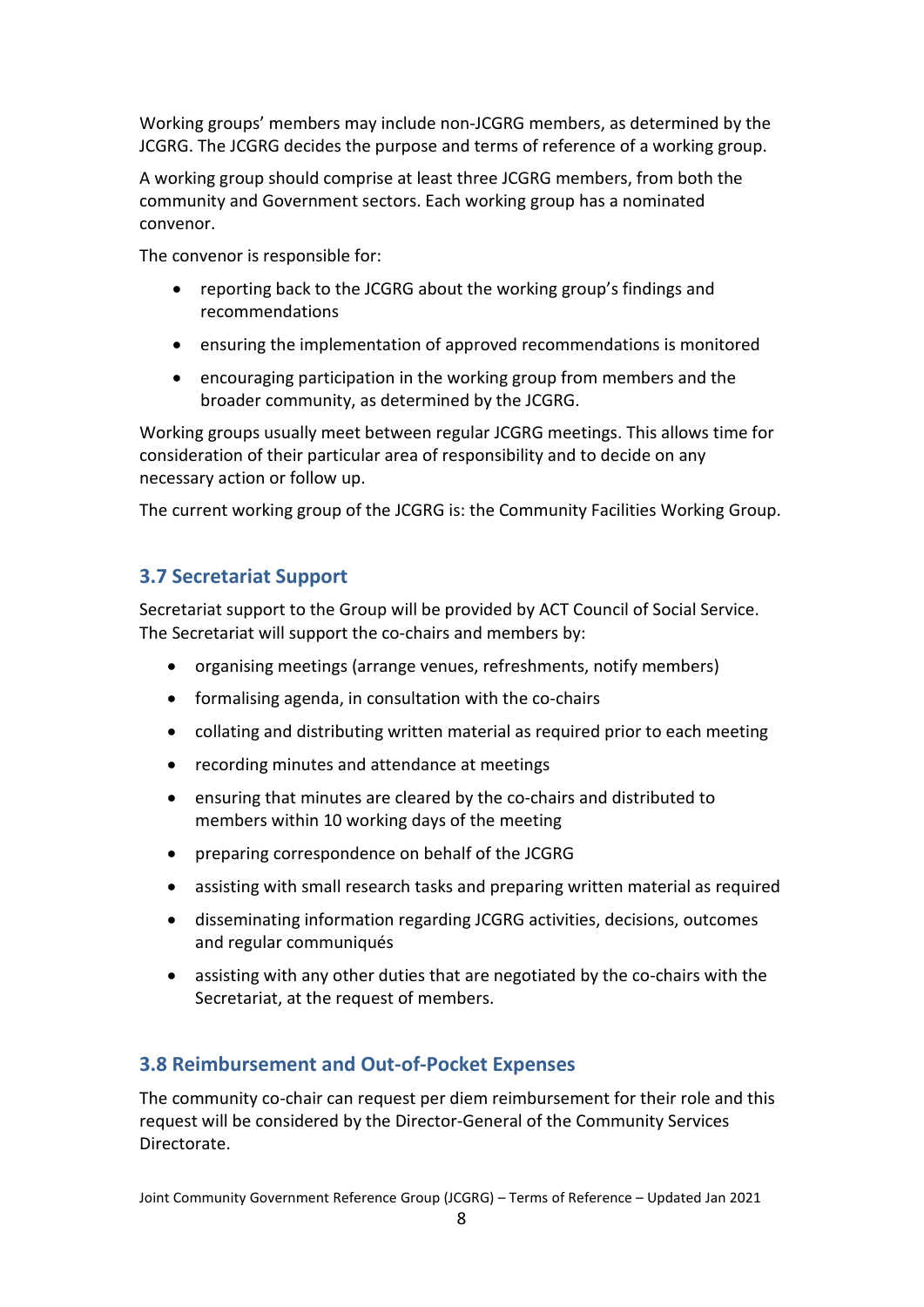Working groups' members may include non-JCGRG members, as determined by the JCGRG. The JCGRG decides the purpose and terms of reference of a working group.

A working group should comprise at least three JCGRG members, from both the community and Government sectors. Each working group has a nominated convenor.

The convenor is responsible for:

- reporting back to the JCGRG about the working group's findings and recommendations
- ensuring the implementation of approved recommendations is monitored
- encouraging participation in the working group from members and the broader community, as determined by the JCGRG.

Working groups usually meet between regular JCGRG meetings. This allows time for consideration of their particular area of responsibility and to decide on any necessary action or follow up.

The current working group of the JCGRG is: the Community Facilities Working Group.

### 3.7 Secretariat Support

Secretariat support to the Group will be provided by ACT Council of Social Service. The Secretariat will support the co-chairs and members by:

- organising meetings (arrange venues, refreshments, notify members)
- formalising agenda, in consultation with the co-chairs
- collating and distributing written material as required prior to each meeting
- recording minutes and attendance at meetings
- ensuring that minutes are cleared by the co-chairs and distributed to members within 10 working days of the meeting
- preparing correspondence on behalf of the JCGRG
- assisting with small research tasks and preparing written material as required
- disseminating information regarding JCGRG activities, decisions, outcomes and regular communiqués
- assisting with any other duties that are negotiated by the co-chairs with the Secretariat, at the request of members.

### 3.8 Reimbursement and Out-of-Pocket Expenses

The community co-chair can request per diem reimbursement for their role and this request will be considered by the Director-General of the Community Services Directorate.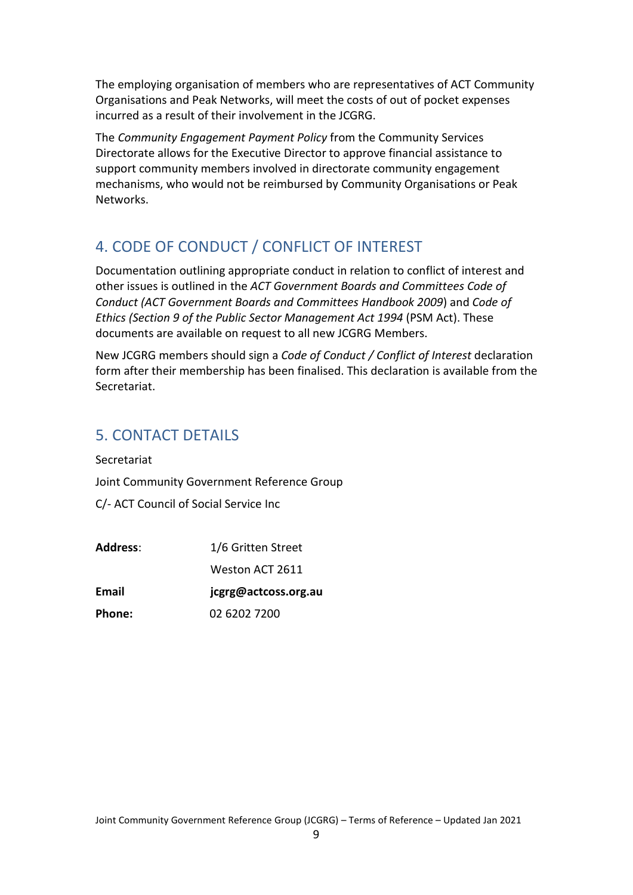The employing organisation of members who are representatives of ACT Community Organisations and Peak Networks, will meet the costs of out of pocket expenses incurred as a result of their involvement in the JCGRG.

The *Community Engagement Payment Policy* from the Community Services Directorate allows for the Executive Director to approve financial assistance to support community members involved in directorate community engagement mechanisms, who would not be reimbursed by Community Organisations or Peak Networks.

## 4. CODE OF CONDUCT / CONFLICT OF INTEREST

Documentation outlining appropriate conduct in relation to conflict of interest and other issues is outlined in the *ACT Government Boards and Committees Code of Conduct (ACT Government Boards and Committees Handbook 2009*) and *Code of Ethics (Section 9 of the Public Sector Management Act 1994* (PSM Act). These documents are available on request to all new JCGRG Members.

New JCGRG members should sign a *Code of Conduct / Conflict of Interest* declaration form after their membership has been finalised. This declaration is available from the Secretariat.

## 5. CONTACT DETAILS

Secretariat

Joint Community Government Reference Group

C/- ACT Council of Social Service Inc

| | |
|---|---|
| **Address**: | 1/6 Gritten Street |
| | Weston ACT 2611 |
| **Email** | **jcgrg@actcoss.org.au** |
| **Phone:** | 02 6202 7200 |